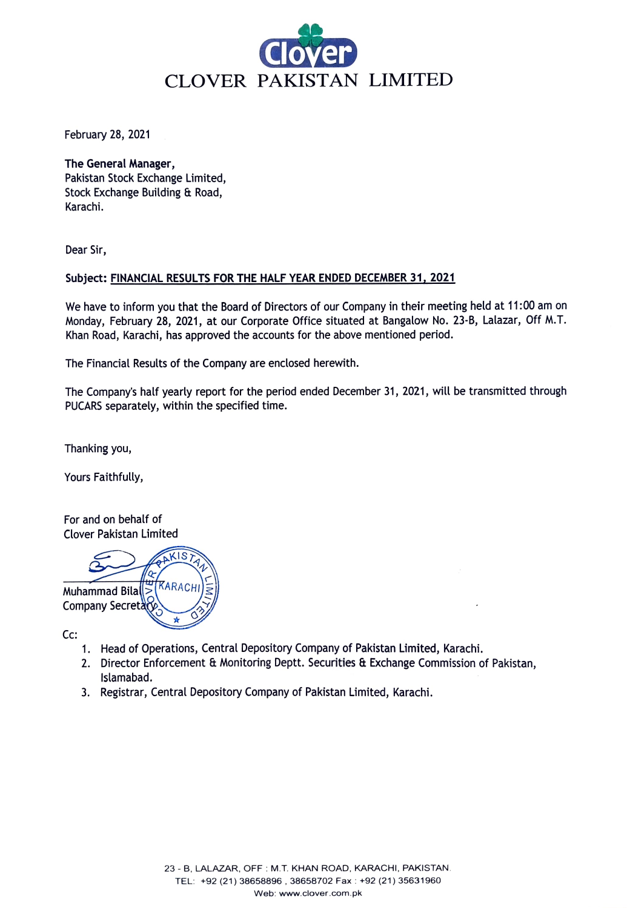# CLOVER PAKISTAN LIMITED

February 28, 2021

**The General Manager,**
Pakistan Stock Exchange Limited,
Stock Exchange Building & Road,
Karachi.

Dear Sir,

**Subject: <u>FINANCIAL RESULTS FOR THE HALF YEAR ENDED DECEMBER 31, 2021</u>**

We have to inform you that the Board of Directors of our Company in their meeting held at 11:00 am on Monday, February 28, 2021, at our Corporate Office situated at Bangalow No. 23-B, Lalazar, Off M.T. Khan Road, Karachi, has approved the accounts for the above mentioned period.

The Financial Results of the Company are enclosed herewith.

The Company's half yearly report for the period ended December 31, 2021, will be transmitted through PUCARS separately, within the specified time.

Thanking you,

Yours Faithfully,

For and on behalf of
Clover Pakistan Limited

Muhammad Bilal
Company Secretary

Cc:

1. Head of Operations, Central Depository Company of Pakistan Limited, Karachi.
2. Director Enforcement & Monitoring Deptt. Securities & Exchange Commission of Pakistan, Islamabad.
3. Registrar, Central Depository Company of Pakistan Limited, Karachi.

23 - B, LALAZAR, OFF : M.T. KHAN ROAD, KARACHI, PAKISTAN.
TEL: +92 (21) 38658896 , 38658702 Fax : +92 (21) 35631960
Web: www.clover.com.pk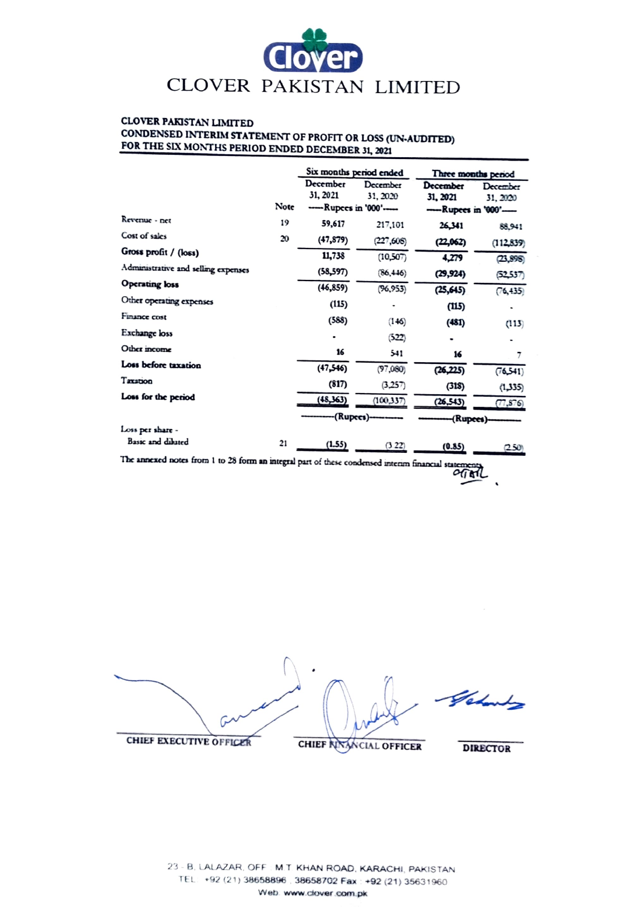# CLOVER PAKISTAN LIMITED

**CLOVER PAKISTAN LIMITED**
**CONDENSED INTERIM STATEMENT OF PROFIT OR LOSS (UN-AUDITED)**
**FOR THE SIX MONTHS PERIOD ENDED DECEMBER 31, 2021**

| | | Six months period ended | | Three months period | |
|---|---|---|---|---|---|
| | | December 31, 2021 | December 31, 2020 | December 31, 2021 | December 31, 2020 |
| | Note | ----Rupees in '000'---- | | ----Rupees in '000'---- | |
| Revenue - net | 19 | 59,617 | 217,101 | 26,341 | 88,941 |
| Cost of sales | 20 | (47,879) | (227,608) | (22,062) | (112,839) |
| **Gross profit / (loss)** | | 11,738 | (10,507) | 4,279 | (23,898) |
| Administrative and selling expenses | | (58,597) | (86,446) | (29,924) | (52,537) |
| **Operating loss** | | (46,859) | (96,953) | (25,645) | (76,435) |
| Other operating expenses | | (115) | - | (115) | - |
| Finance cost | | (588) | (146) | (481) | (113) |
| Exchange loss | | - | (522) | - | - |
| Other income | | 16 | 541 | 16 | 7 |
| **Loss before taxation** | | (47,546) | (97,080) | (26,225) | (76,541) |
| Taxation | | (817) | (3,257) | (318) | (1,335) |
| **Loss for the period** | | (48,363) | (100,337) | (26,543) | (77,876) |
| | | ----------(Rupees)---------- | | ----------(Rupees)---------- | |
| Loss per share - Basic and diluted | 21 | (1.55) | (3.22) | (0.85) | (2.50) |

The annexed notes from 1 to 28 form an integral part of these condensed interim financial statements.

CHIEF EXECUTIVE OFFICER

CHIEF FINANCIAL OFFICER

DIRECTOR

23 - B, LALAZAR, OFF M.T. KHAN ROAD, KARACHI, PAKISTAN
TEL: +92 (21) 38658896, 38658702 Fax: +92 (21) 35631960
Web: www.clover.com.pk